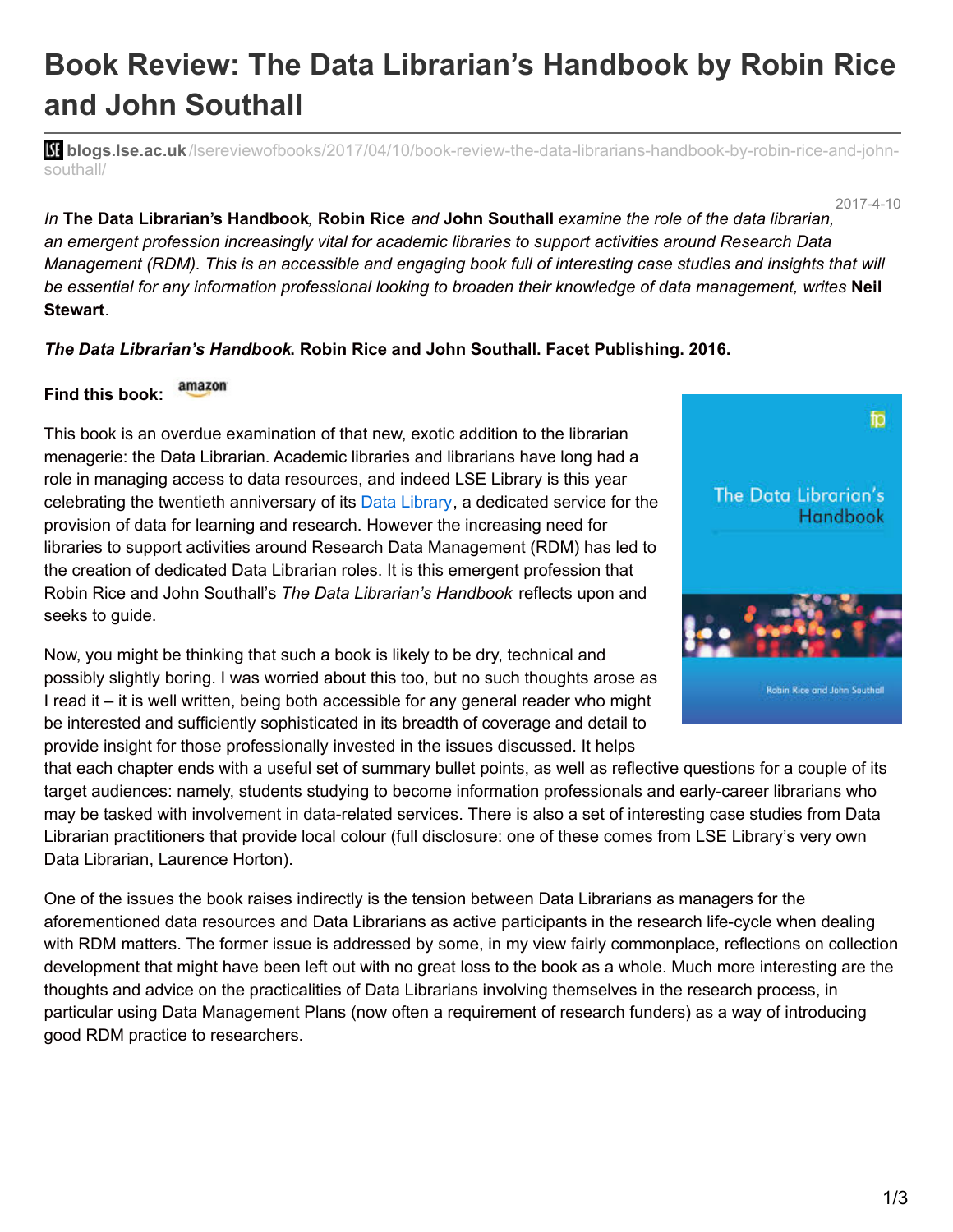# Book Review: The Data Librarian's Handbook by Robin Rice and John Southall

**blogs.lse.ac.uk**/lsereviewofbooks/2017/04/10/book-review-the-data-librarians-handbook-by-robin-rice-and-john-southall/

2017-4-10

*In* **The Data Librarian's Handbook***,* **Robin Rice** *and* **John Southall** *examine the role of the data librarian, an emergent profession increasingly vital for academic libraries to support activities around Research Data Management (RDM). This is an accessible and engaging book full of interesting case studies and insights that will be essential for any information professional looking to broaden their knowledge of data management, writes* **Neil Stewart**.

***The Data Librarian's Handbook*. Robin Rice and John Southall. Facet Publishing. 2016.**

**Find this book:** amazon

This book is an overdue examination of that new, exotic addition to the librarian menagerie: the Data Librarian. Academic libraries and librarians have long had a role in managing access to data resources, and indeed LSE Library is this year celebrating the twentieth anniversary of its Data Library, a dedicated service for the provision of data for learning and research. However the increasing need for libraries to support activities around Research Data Management (RDM) has led to the creation of dedicated Data Librarian roles. It is this emergent profession that Robin Rice and John Southall's *The Data Librarian's Handbook* reflects upon and seeks to guide.

Now, you might be thinking that such a book is likely to be dry, technical and possibly slightly boring. I was worried about this too, but no such thoughts arose as I read it – it is well written, being both accessible for any general reader who might be interested and sufficiently sophisticated in its breadth of coverage and detail to provide insight for those professionally invested in the issues discussed. It helps that each chapter ends with a useful set of summary bullet points, as well as reflective questions for a couple of its target audiences: namely, students studying to become information professionals and early-career librarians who may be tasked with involvement in data-related services. There is also a set of interesting case studies from Data Librarian practitioners that provide local colour (full disclosure: one of these comes from LSE Library's very own Data Librarian, Laurence Horton).

One of the issues the book raises indirectly is the tension between Data Librarians as managers for the aforementioned data resources and Data Librarians as active participants in the research life-cycle when dealing with RDM matters. The former issue is addressed by some, in my view fairly commonplace, reflections on collection development that might have been left out with no great loss to the book as a whole. Much more interesting are the thoughts and advice on the practicalities of Data Librarians involving themselves in the research process, in particular using Data Management Plans (now often a requirement of research funders) as a way of introducing good RDM practice to researchers.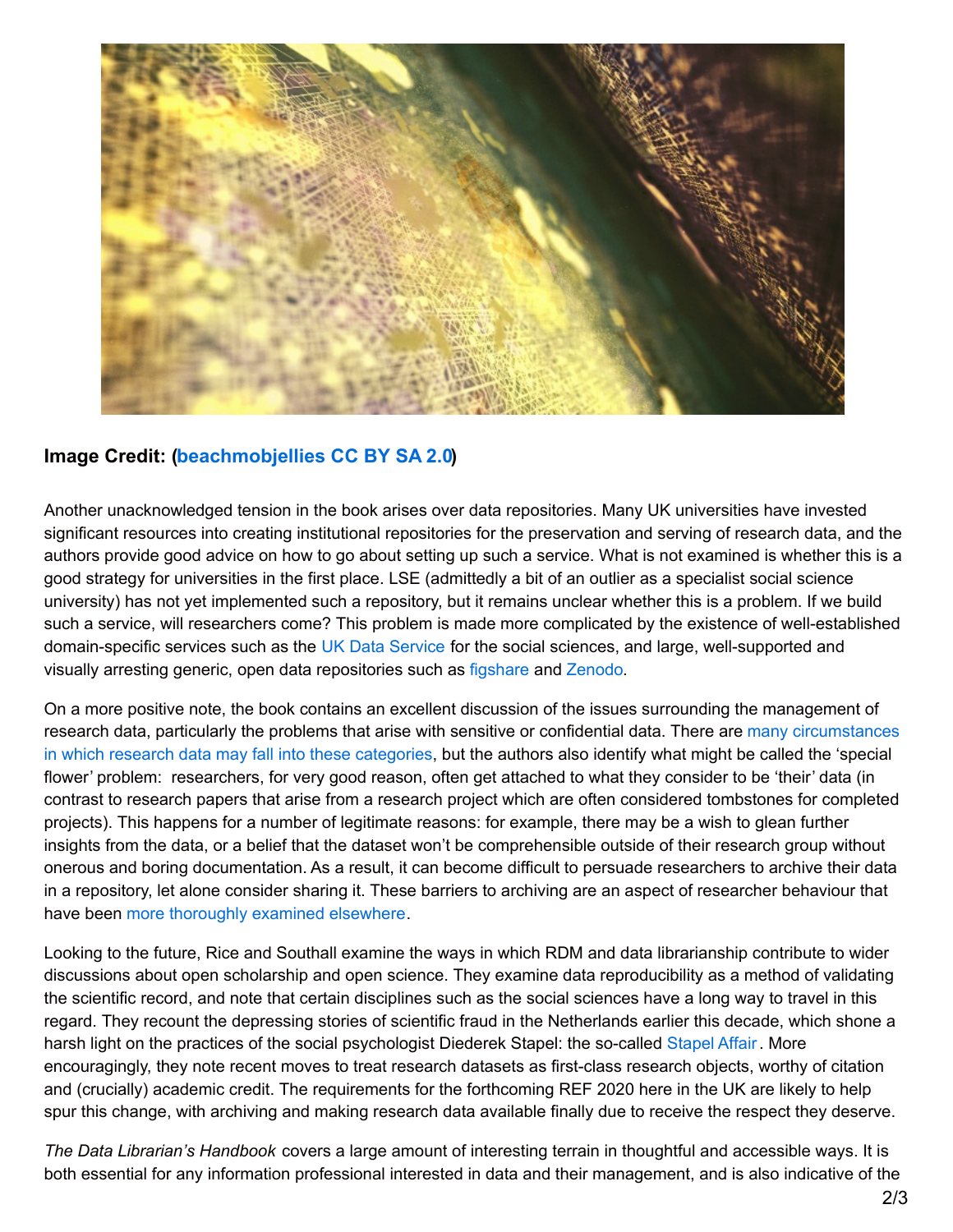**Image Credit: (beachmobjellies CC BY SA 2.0)**

Another unacknowledged tension in the book arises over data repositories. Many UK universities have invested significant resources into creating institutional repositories for the preservation and serving of research data, and the authors provide good advice on how to go about setting up such a service. What is not examined is whether this is a good strategy for universities in the first place. LSE (admittedly a bit of an outlier as a specialist social science university) has not yet implemented such a repository, but it remains unclear whether this is a problem. If we build such a service, will researchers come? This problem is made more complicated by the existence of well-established domain-specific services such as the UK Data Service for the social sciences, and large, well-supported and visually arresting generic, open data repositories such as figshare and Zenodo.

On a more positive note, the book contains an excellent discussion of the issues surrounding the management of research data, particularly the problems that arise with sensitive or confidential data. There are many circumstances in which research data may fall into these categories, but the authors also identify what might be called the 'special flower' problem: researchers, for very good reason, often get attached to what they consider to be 'their' data (in contrast to research papers that arise from a research project which are often considered tombstones for completed projects). This happens for a number of legitimate reasons: for example, there may be a wish to glean further insights from the data, or a belief that the dataset won't be comprehensible outside of their research group without onerous and boring documentation. As a result, it can become difficult to persuade researchers to archive their data in a repository, let alone consider sharing it. These barriers to archiving are an aspect of researcher behaviour that have been more thoroughly examined elsewhere.

Looking to the future, Rice and Southall examine the ways in which RDM and data librarianship contribute to wider discussions about open scholarship and open science. They examine data reproducibility as a method of validating the scientific record, and note that certain disciplines such as the social sciences have a long way to travel in this regard. They recount the depressing stories of scientific fraud in the Netherlands earlier this decade, which shone a harsh light on the practices of the social psychologist Diederek Stapel: the so-called Stapel Affair. More encouragingly, they note recent moves to treat research datasets as first-class research objects, worthy of citation and (crucially) academic credit. The requirements for the forthcoming REF 2020 here in the UK are likely to help spur this change, with archiving and making research data available finally due to receive the respect they deserve.

*The Data Librarian's Handbook* covers a large amount of interesting terrain in thoughtful and accessible ways. It is both essential for any information professional interested in data and their management, and is also indicative of the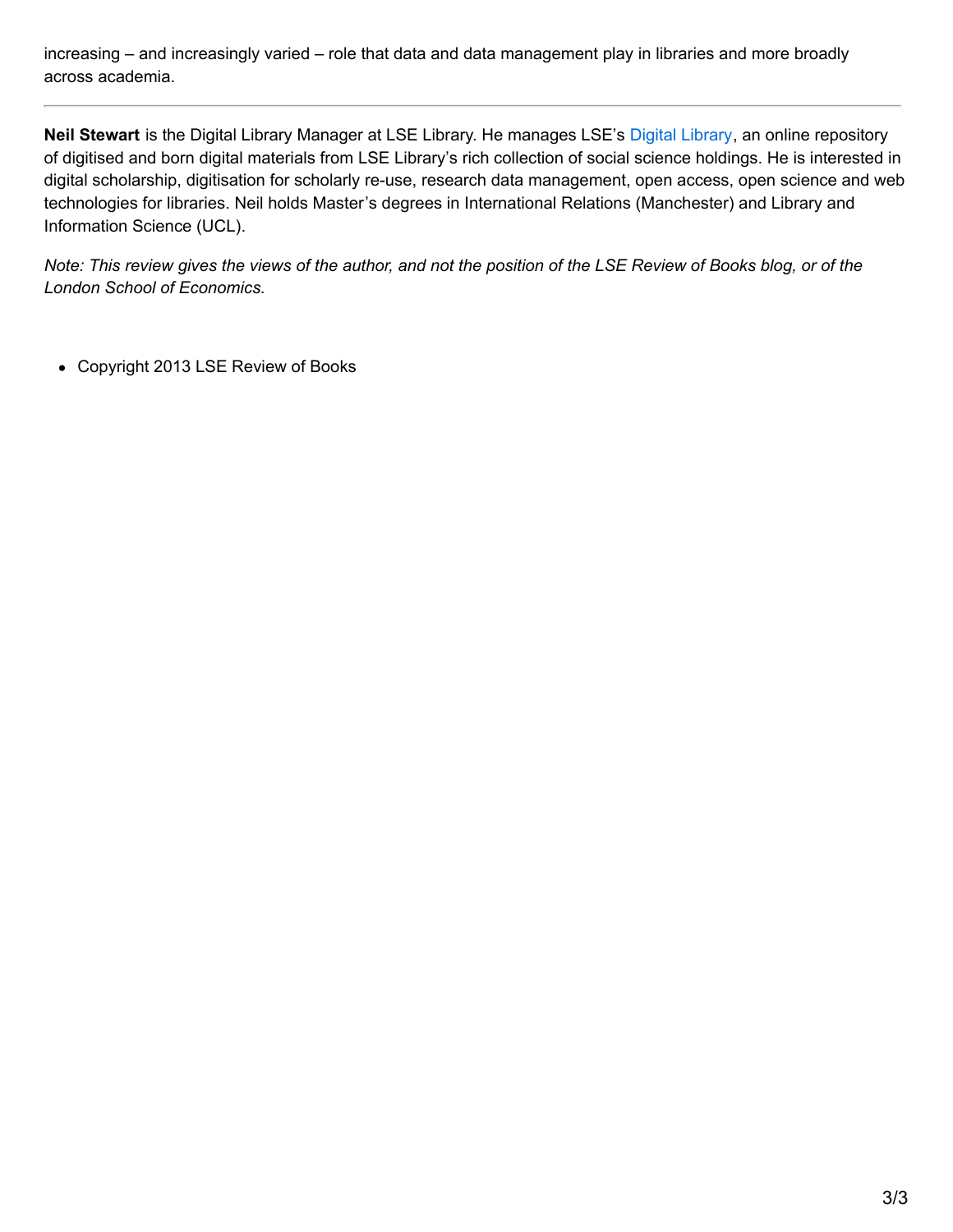increasing – and increasingly varied – role that data and data management play in libraries and more broadly across academia.

---

**Neil Stewart** is the Digital Library Manager at LSE Library. He manages LSE's Digital Library, an online repository of digitised and born digital materials from LSE Library's rich collection of social science holdings. He is interested in digital scholarship, digitisation for scholarly re-use, research data management, open access, open science and web technologies for libraries. Neil holds Master's degrees in International Relations (Manchester) and Library and Information Science (UCL).

*Note: This review gives the views of the author, and not the position of the LSE Review of Books blog, or of the London School of Economics.*

- Copyright 2013 LSE Review of Books